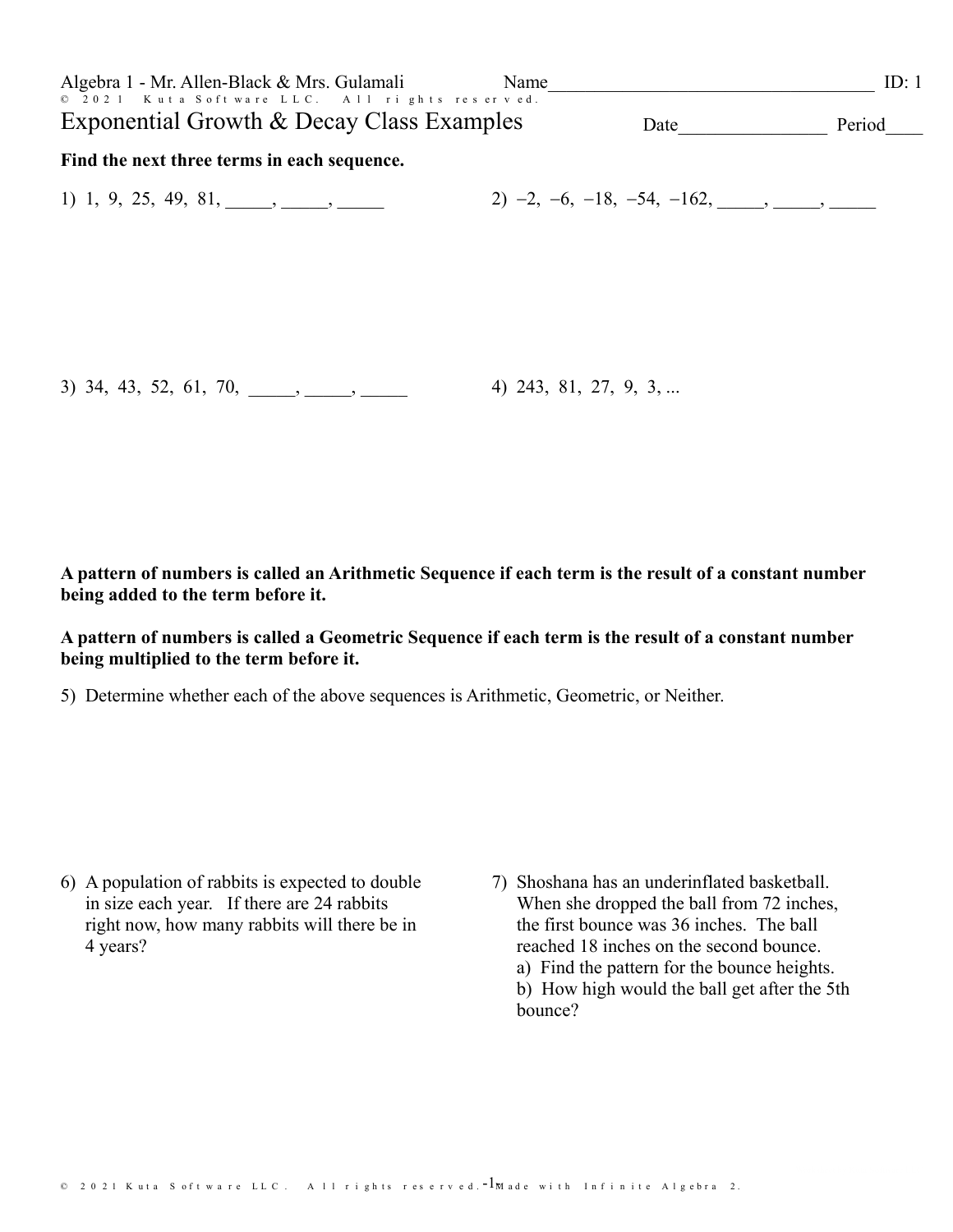Algebra 1 - Mr. Allen-Black & Mrs. Gulamali

Name____________________________________ ID: 1

# Exponential Growth & Decay Class Examples

Date________________ Period____

**Find the next three terms in each sequence.**

1) $1, 9, 25, 49, 81,$ _____, _____, _____

2) $-2, -6, -18, -54, -162,$ _____, _____, _____

3) $34, 43, 52, 61, 70,$ _____, _____, _____

4) $243, 81, 27, 9, 3, ...$

**A pattern of numbers is called an Arithmetic Sequence if each term is the result of a constant number being added to the term before it.**

**A pattern of numbers is called a Geometric Sequence if each term is the result of a constant number being multiplied to the term before it.**

5) Determine whether each of the above sequences is Arithmetic, Geometric, or Neither.

6) A population of rabbits is expected to double in size each year. If there are 24 rabbits right now, how many rabbits will there be in 4 years?

7) Shoshana has an underinflated basketball. When she dropped the ball from 72 inches, the first bounce was 36 inches. The ball reached 18 inches on the second bounce.
   a) Find the pattern for the bounce heights.
   b) How high would the ball get after the 5th bounce?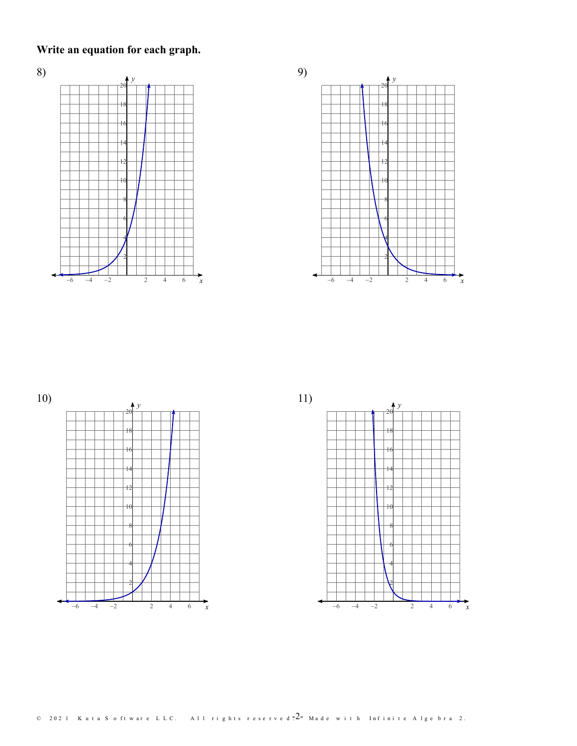**Write an equation for each graph.**

8)

9)

10)

11)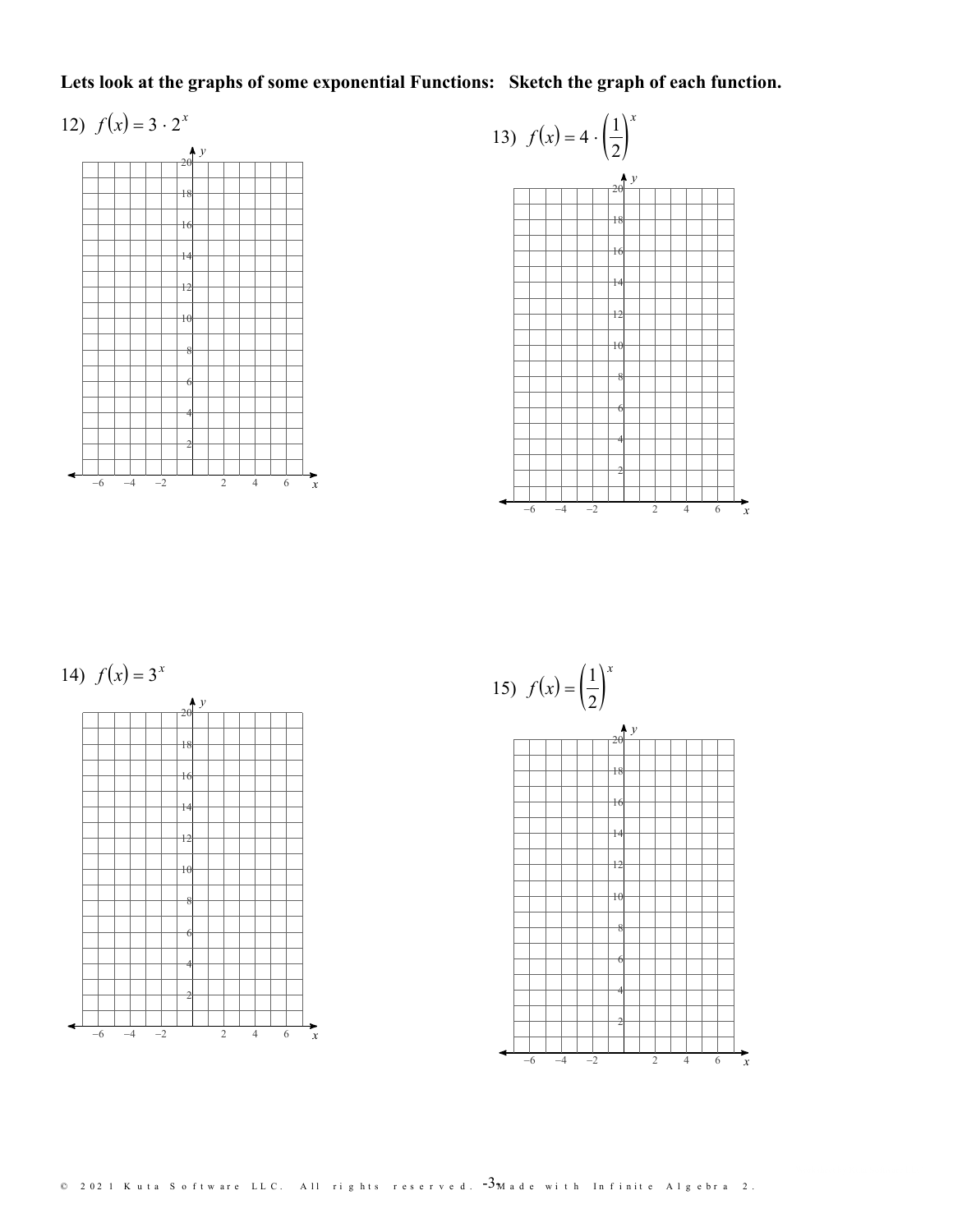**Lets look at the graphs of some exponential Functions: Sketch the graph of each function.**

12) $f(x) = 3 \cdot 2^x$

13) $f(x) = 4 \cdot \left(\frac{1}{2}\right)^x$

14) $f(x) = 3^x$

15) $f(x) = \left(\frac{1}{2}\right)^x$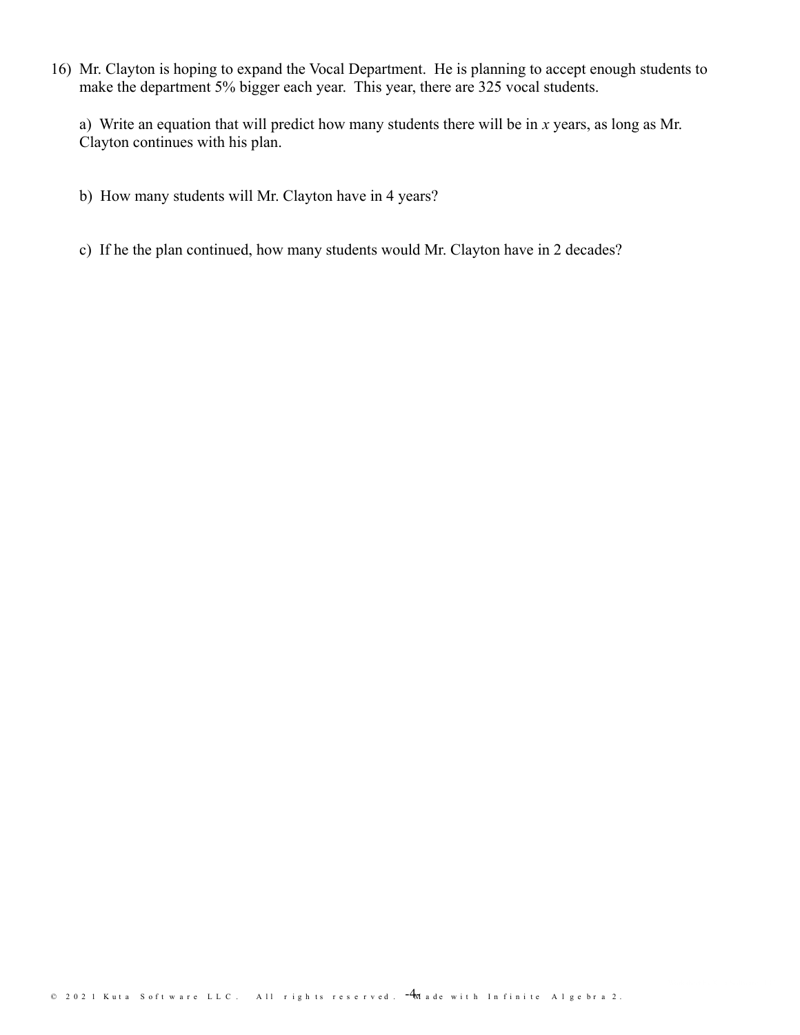16) Mr. Clayton is hoping to expand the Vocal Department. He is planning to accept enough students to make the department 5% bigger each year. This year, there are 325 vocal students.

a) Write an equation that will predict how many students there will be in $x$ years, as long as Mr. Clayton continues with his plan.

b) How many students will Mr. Clayton have in 4 years?

c) If he the plan continued, how many students would Mr. Clayton have in 2 decades?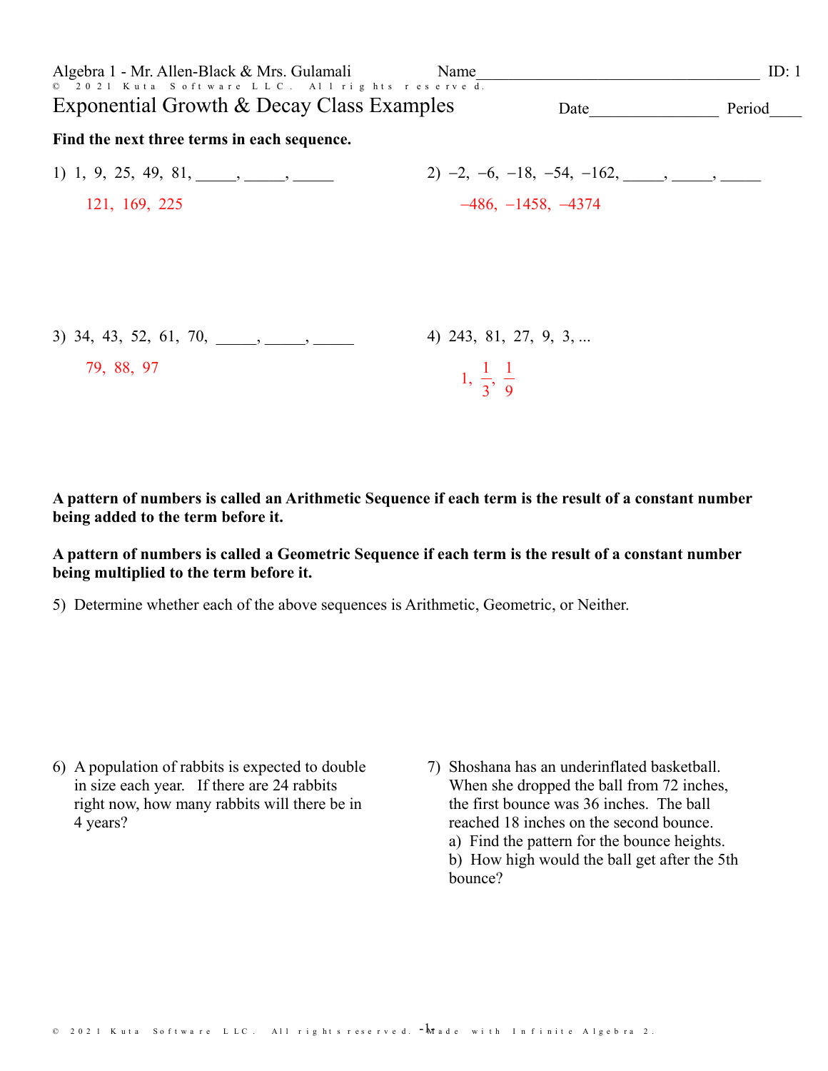Algebra 1 - Mr. Allen-Black & Mrs. Gulamali

Name\_\_\_\_\_\_\_\_\_\_\_\_\_\_\_\_\_\_\_\_\_\_\_\_\_\_\_\_\_\_\_\_\_\_\_ ID: 1

# Exponential Growth & Decay Class Examples

Date\_\_\_\_\_\_\_\_\_\_\_\_\_\_\_\_ Period\_\_\_\_

**Find the next three terms in each sequence.**

1) $1, 9, 25, 49, 81,$ \_\_\_\_\_, \_\_\_\_\_, \_\_\_\_\_

$121, 169, 225$

2) $-2, -6, -18, -54, -162,$ \_\_\_\_\_, \_\_\_\_\_, \_\_\_\_\_

$-486, -1458, -4374$

3) $34, 43, 52, 61, 70,$ \_\_\_\_\_, \_\_\_\_\_, \_\_\_\_\_

$79, 88, 97$

4) $243, 81, 27, 9, 3, ...$

$1, \frac{1}{3}, \frac{1}{9}$

**A pattern of numbers is called an Arithmetic Sequence if each term is the result of a constant number being added to the term before it.**

**A pattern of numbers is called a Geometric Sequence if each term is the result of a constant number being multiplied to the term before it.**

5) Determine whether each of the above sequences is Arithmetic, Geometric, or Neither.

6) A population of rabbits is expected to double in size each year. If there are 24 rabbits right now, how many rabbits will there be in 4 years?

7) Shoshana has an underinflated basketball. When she dropped the ball from 72 inches, the first bounce was 36 inches. The ball reached 18 inches on the second bounce.
a) Find the pattern for the bounce heights.
b) How high would the ball get after the 5th bounce?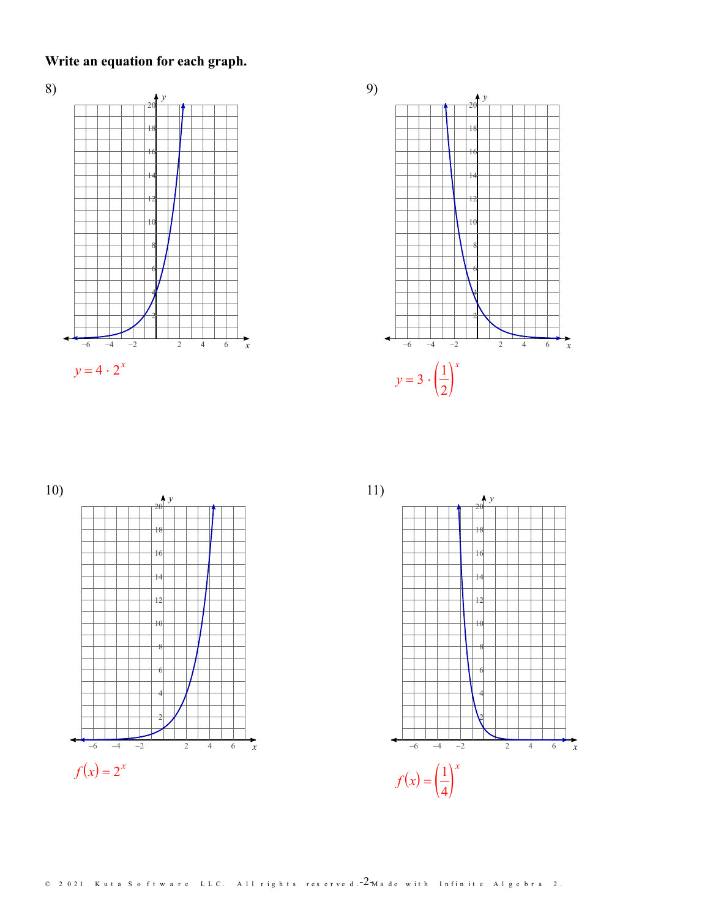**Write an equation for each graph.**

8)

$y = 4 \cdot 2^x$

9)

$y = 3 \cdot \left(\frac{1}{2}\right)^x$

10)

$f(x) = 2^x$

11)

$f(x) = \left(\frac{1}{4}\right)^x$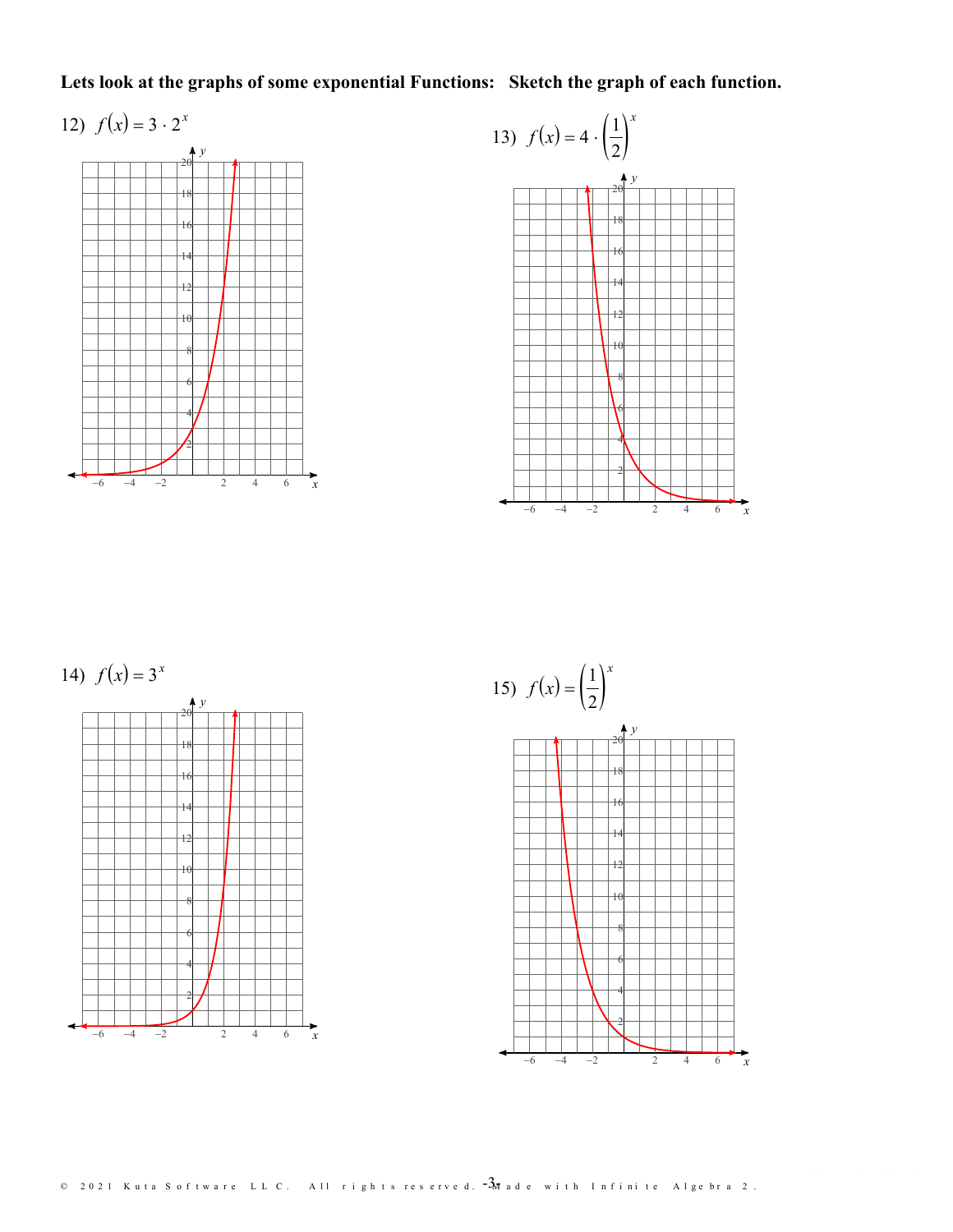**Lets look at the graphs of some exponential Functions: Sketch the graph of each function.**

12) $f(x) = 3 \cdot 2^x$

13) $f(x) = 4 \cdot \left(\frac{1}{2}\right)^x$

14) $f(x) = 3^x$

15) $f(x) = \left(\frac{1}{2}\right)^x$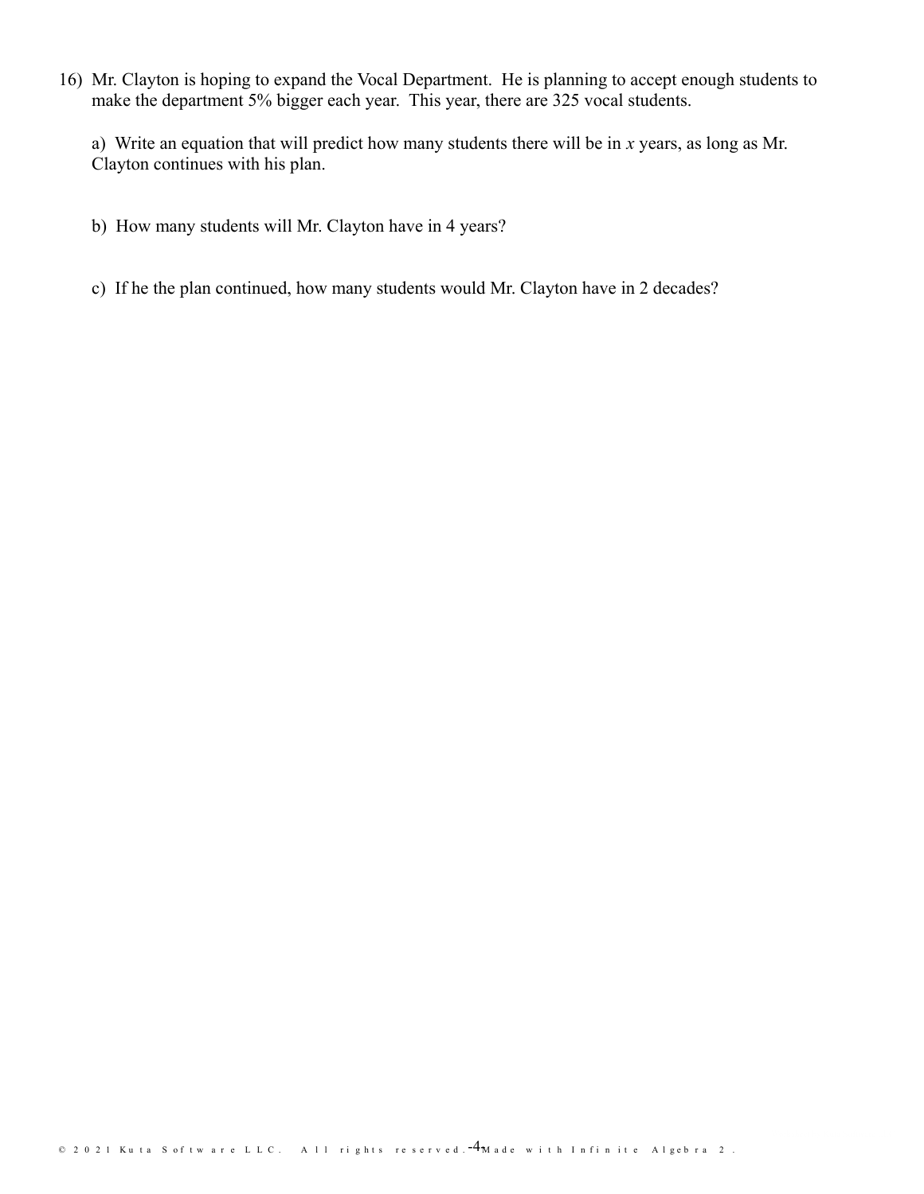16) Mr. Clayton is hoping to expand the Vocal Department. He is planning to accept enough students to make the department 5% bigger each year. This year, there are 325 vocal students.

a) Write an equation that will predict how many students there will be in $x$ years, as long as Mr. Clayton continues with his plan.

b) How many students will Mr. Clayton have in 4 years?

c) If he the plan continued, how many students would Mr. Clayton have in 2 decades?